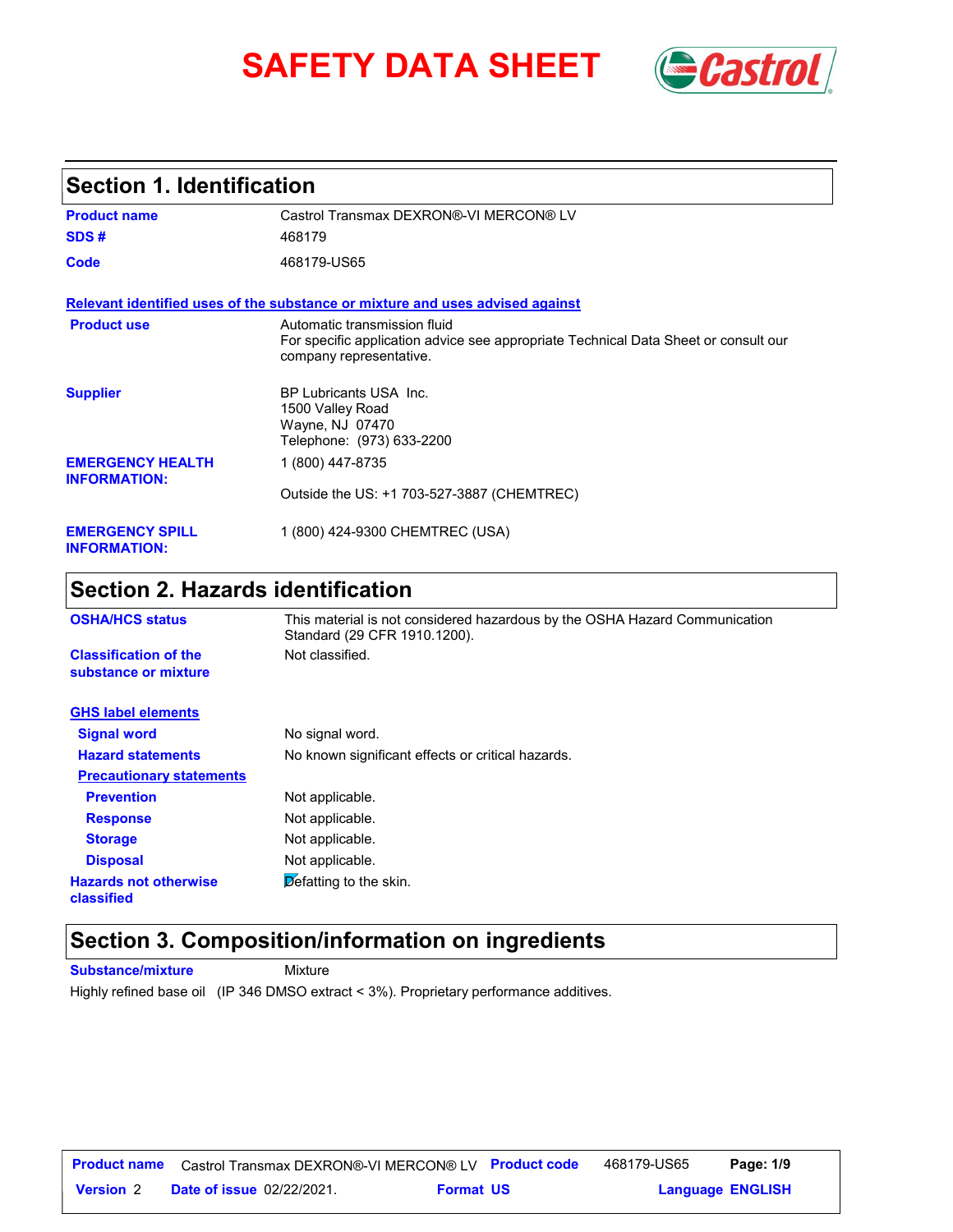# SAFETY DATA SHEET

## Section 1. Identification

| | |
|---|---|
| **Product name** | Castrol Transmax DEXRON®-VI MERCON® LV |
| **SDS #** | 468179 |
| **Code** | 468179-US65 |

**Relevant identified uses of the substance or mixture and uses advised against**

| | |
|---|---|
| **Product use** | Automatic transmission fluid<br>For specific application advice see appropriate Technical Data Sheet or consult our company representative. |
| **Supplier** | BP Lubricants USA Inc.<br>1500 Valley Road<br>Wayne, NJ 07470<br>Telephone: (973) 633-2200 |
| **EMERGENCY HEALTH INFORMATION:** | 1 (800) 447-8735<br>Outside the US: +1 703-527-3887 (CHEMTREC) |
| **EMERGENCY SPILL INFORMATION:** | 1 (800) 424-9300 CHEMTREC (USA) |

## Section 2. Hazards identification

| | |
|---|---|
| **OSHA/HCS status** | This material is not considered hazardous by the OSHA Hazard Communication Standard (29 CFR 1910.1200). |
| **Classification of the substance or mixture** | Not classified. |

**GHS label elements**

| | |
|---|---|
| **Signal word** | No signal word. |
| **Hazard statements** | No known significant effects or critical hazards. |

**Precautionary statements**

| | |
|---|---|
| **Prevention** | Not applicable. |
| **Response** | Not applicable. |
| **Storage** | Not applicable. |
| **Disposal** | Not applicable. |
| **Hazards not otherwise classified** | Defatting to the skin. |

## Section 3. Composition/information on ingredients

**Substance/mixture** Mixture

Highly refined base oil (IP 346 DMSO extract < 3%). Proprietary performance additives.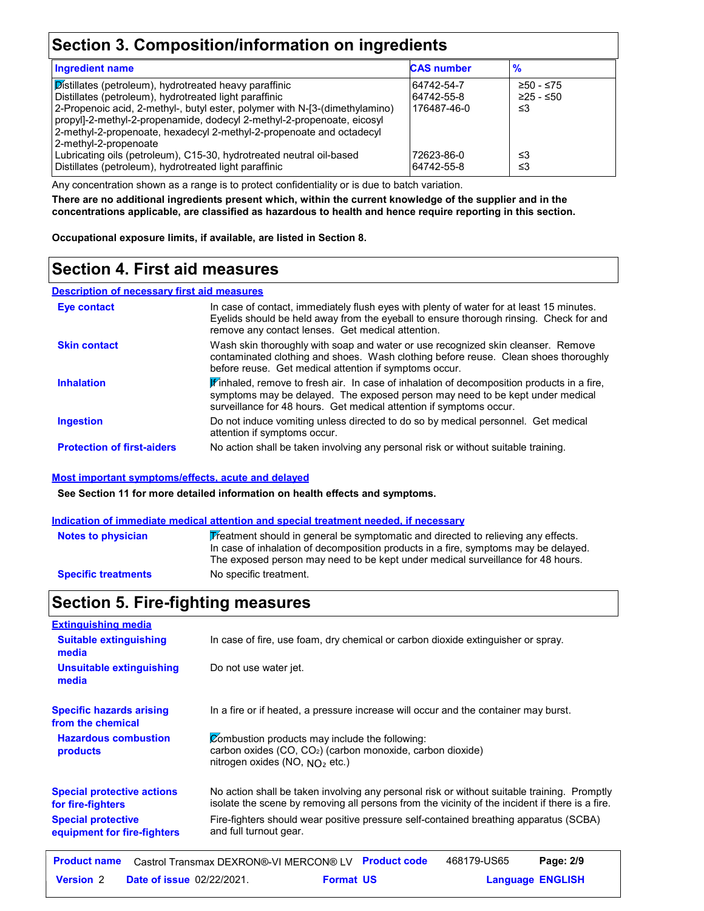## Section 3. Composition/information on ingredients

| Ingredient name | CAS number | % |
|---|---|---|
| Distillates (petroleum), hydrotreated heavy paraffinic | 64742-54-7 | ≥50 - ≤75 |
| Distillates (petroleum), hydrotreated light paraffinic | 64742-55-8 | ≥25 - ≤50 |
| 2-Propenoic acid, 2-methyl-, butyl ester, polymer with N-[3-(dimethylamino) propyl]-2-methyl-2-propenamide, dodecyl 2-methyl-2-propenoate, eicosyl 2-methyl-2-propenoate, hexadecyl 2-methyl-2-propenoate and octadecyl 2-methyl-2-propenoate | 176487-46-0 | ≤3 |
| Lubricating oils (petroleum), C15-30, hydrotreated neutral oil-based | 72623-86-0 | ≤3 |
| Distillates (petroleum), hydrotreated light paraffinic | 64742-55-8 | ≤3 |

Any concentration shown as a range is to protect confidentiality or is due to batch variation.

**There are no additional ingredients present which, within the current knowledge of the supplier and in the concentrations applicable, are classified as hazardous to health and hence require reporting in this section.**

**Occupational exposure limits, if available, are listed in Section 8.**

## Section 4. First aid measures

### Description of necessary first aid measures

**Eye contact**: In case of contact, immediately flush eyes with plenty of water for at least 15 minutes. Eyelids should be held away from the eyeball to ensure thorough rinsing. Check for and remove any contact lenses. Get medical attention.

**Skin contact**: Wash skin thoroughly with soap and water or use recognized skin cleanser. Remove contaminated clothing and shoes. Wash clothing before reuse. Clean shoes thoroughly before reuse. Get medical attention if symptoms occur.

**Inhalation**: If inhaled, remove to fresh air. In case of inhalation of decomposition products in a fire, symptoms may be delayed. The exposed person may need to be kept under medical surveillance for 48 hours. Get medical attention if symptoms occur.

**Ingestion**: Do not induce vomiting unless directed to do so by medical personnel. Get medical attention if symptoms occur.

**Protection of first-aiders**: No action shall be taken involving any personal risk or without suitable training.

### Most important symptoms/effects, acute and delayed

**See Section 11 for more detailed information on health effects and symptoms.**

### Indication of immediate medical attention and special treatment needed, if necessary

**Notes to physician**: Treatment should in general be symptomatic and directed to relieving any effects. In case of inhalation of decomposition products in a fire, symptoms may be delayed. The exposed person may need to be kept under medical surveillance for 48 hours.

**Specific treatments**: No specific treatment.

## Section 5. Fire-fighting measures

### Extinguishing media

**Suitable extinguishing media**: In case of fire, use foam, dry chemical or carbon dioxide extinguisher or spray.

**Unsuitable extinguishing media**: Do not use water jet.

**Specific hazards arising from the chemical**: In a fire or if heated, a pressure increase will occur and the container may burst.

**Hazardous combustion products**: Combustion products may include the following:
carbon oxides (CO, $CO_2$) (carbon monoxide, carbon dioxide)
nitrogen oxides (NO, $NO_2$ etc.)

**Special protective actions for fire-fighters**: No action shall be taken involving any personal risk or without suitable training. Promptly isolate the scene by removing all persons from the vicinity of the incident if there is a fire.

**Special protective equipment for fire-fighters**: Fire-fighters should wear positive pressure self-contained breathing apparatus (SCBA) and full turnout gear.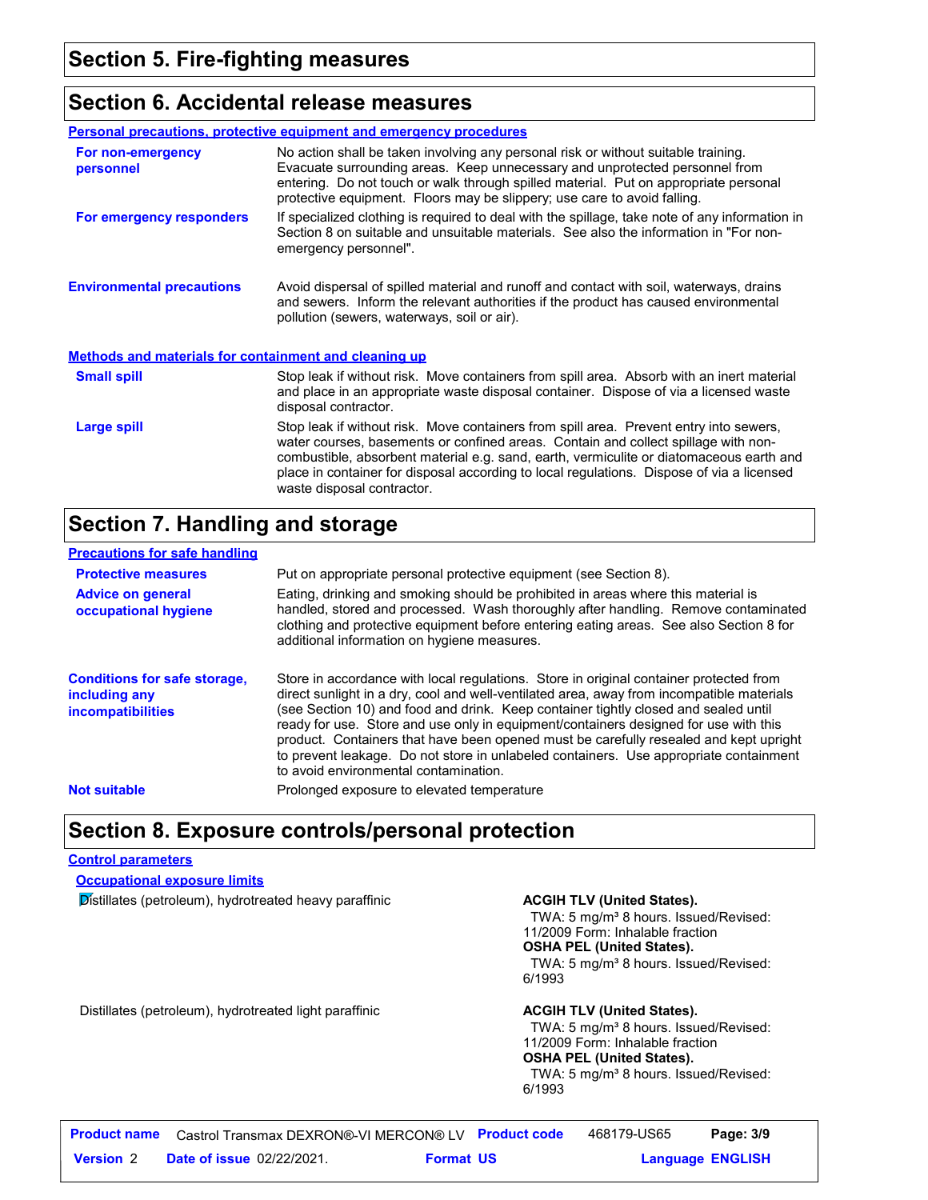## Section 5. Fire-fighting measures

## Section 6. Accidental release measures

**Personal precautions, protective equipment and emergency procedures**

**For non-emergency personnel**
No action shall be taken involving any personal risk or without suitable training. Evacuate surrounding areas. Keep unnecessary and unprotected personnel from entering. Do not touch or walk through spilled material. Put on appropriate personal protective equipment. Floors may be slippery; use care to avoid falling.

**For emergency responders**
If specialized clothing is required to deal with the spillage, take note of any information in Section 8 on suitable and unsuitable materials. See also the information in "For non-emergency personnel".

**Environmental precautions**
Avoid dispersal of spilled material and runoff and contact with soil, waterways, drains and sewers. Inform the relevant authorities if the product has caused environmental pollution (sewers, waterways, soil or air).

**Methods and materials for containment and cleaning up**

**Small spill**
Stop leak if without risk. Move containers from spill area. Absorb with an inert material and place in an appropriate waste disposal container. Dispose of via a licensed waste disposal contractor.

**Large spill**
Stop leak if without risk. Move containers from spill area. Prevent entry into sewers, water courses, basements or confined areas. Contain and collect spillage with non-combustible, absorbent material e.g. sand, earth, vermiculite or diatomaceous earth and place in container for disposal according to local regulations. Dispose of via a licensed waste disposal contractor.

## Section 7. Handling and storage

**Precautions for safe handling**

**Protective measures**
Put on appropriate personal protective equipment (see Section 8).

**Advice on general occupational hygiene**
Eating, drinking and smoking should be prohibited in areas where this material is handled, stored and processed. Wash thoroughly after handling. Remove contaminated clothing and protective equipment before entering eating areas. See also Section 8 for additional information on hygiene measures.

**Conditions for safe storage, including any incompatibilities**
Store in accordance with local regulations. Store in original container protected from direct sunlight in a dry, cool and well-ventilated area, away from incompatible materials (see Section 10) and food and drink. Keep container tightly closed and sealed until ready for use. Store and use only in equipment/containers designed for use with this product. Containers that have been opened must be carefully resealed and kept upright to prevent leakage. Do not store in unlabeled containers. Use appropriate containment to avoid environmental contamination.

**Not suitable**
Prolonged exposure to elevated temperature

## Section 8. Exposure controls/personal protection

**Control parameters**

**Occupational exposure limits**

| | |
|---|---|
| Distillates (petroleum), hydrotreated heavy paraffinic | **ACGIH TLV (United States).**<br>TWA: 5 mg/m³ 8 hours. Issued/Revised: 11/2009 Form: Inhalable fraction<br>**OSHA PEL (United States).**<br>TWA: 5 mg/m³ 8 hours. Issued/Revised: 6/1993 |
| Distillates (petroleum), hydrotreated light paraffinic | **ACGIH TLV (United States).**<br>TWA: 5 mg/m³ 8 hours. Issued/Revised: 11/2009 Form: Inhalable fraction<br>**OSHA PEL (United States).**<br>TWA: 5 mg/m³ 8 hours. Issued/Revised: 6/1993 |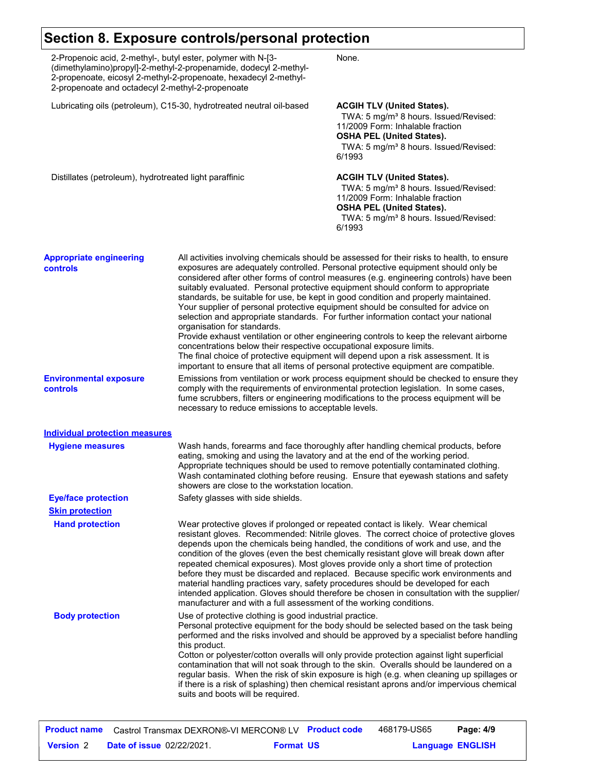## Section 8. Exposure controls/personal protection

| | |
|---|---|
| 2-Propenoic acid, 2-methyl-, butyl ester, polymer with N-[3-(dimethylamino)propyl]-2-methyl-2-propenamide, dodecyl 2-methyl-2-propenoate, eicosyl 2-methyl-2-propenoate, hexadecyl 2-methyl-2-propenoate and octadecyl 2-methyl-2-propenoate | None. |
| Lubricating oils (petroleum), C15-30, hydrotreated neutral oil-based | **ACGIH TLV (United States).** TWA: 5 mg/m³ 8 hours. Issued/Revised: 11/2009 Form: Inhalable fraction **OSHA PEL (United States).** TWA: 5 mg/m³ 8 hours. Issued/Revised: 6/1993 |
| Distillates (petroleum), hydrotreated light paraffinic | **ACGIH TLV (United States).** TWA: 5 mg/m³ 8 hours. Issued/Revised: 11/2009 Form: Inhalable fraction **OSHA PEL (United States).** TWA: 5 mg/m³ 8 hours. Issued/Revised: 6/1993 |

**Appropriate engineering controls**

All activities involving chemicals should be assessed for their risks to health, to ensure exposures are adequately controlled. Personal protective equipment should only be considered after other forms of control measures (e.g. engineering controls) have been suitably evaluated. Personal protective equipment should conform to appropriate standards, be suitable for use, be kept in good condition and properly maintained. Your supplier of personal protective equipment should be consulted for advice on selection and appropriate standards. For further information contact your national organisation for standards.
Provide exhaust ventilation or other engineering controls to keep the relevant airborne concentrations below their respective occupational exposure limits.
The final choice of protective equipment will depend upon a risk assessment. It is important to ensure that all items of personal protective equipment are compatible.

**Environmental exposure controls**

Emissions from ventilation or work process equipment should be checked to ensure they comply with the requirements of environmental protection legislation. In some cases, fume scrubbers, filters or engineering modifications to the process equipment will be necessary to reduce emissions to acceptable levels.

### Individual protection measures

**Hygiene measures**

Wash hands, forearms and face thoroughly after handling chemical products, before eating, smoking and using the lavatory and at the end of the working period. Appropriate techniques should be used to remove potentially contaminated clothing. Wash contaminated clothing before reusing. Ensure that eyewash stations and safety showers are close to the workstation location.

**Eye/face protection**

Safety glasses with side shields.

**Skin protection**

**Hand protection**

Wear protective gloves if prolonged or repeated contact is likely. Wear chemical resistant gloves. Recommended: Nitrile gloves. The correct choice of protective gloves depends upon the chemicals being handled, the conditions of work and use, and the condition of the gloves (even the best chemically resistant glove will break down after repeated chemical exposures). Most gloves provide only a short time of protection before they must be discarded and replaced. Because specific work environments and material handling practices vary, safety procedures should be developed for each intended application. Gloves should therefore be chosen in consultation with the supplier/ manufacturer and with a full assessment of the working conditions.

**Body protection**

Use of protective clothing is good industrial practice.
Personal protective equipment for the body should be selected based on the task being performed and the risks involved and should be approved by a specialist before handling this product.
Cotton or polyester/cotton overalls will only provide protection against light superficial contamination that will not soak through to the skin. Overalls should be laundered on a regular basis. When the risk of skin exposure is high (e.g. when cleaning up spillages or if there is a risk of splashing) then chemical resistant aprons and/or impervious chemical suits and boots will be required.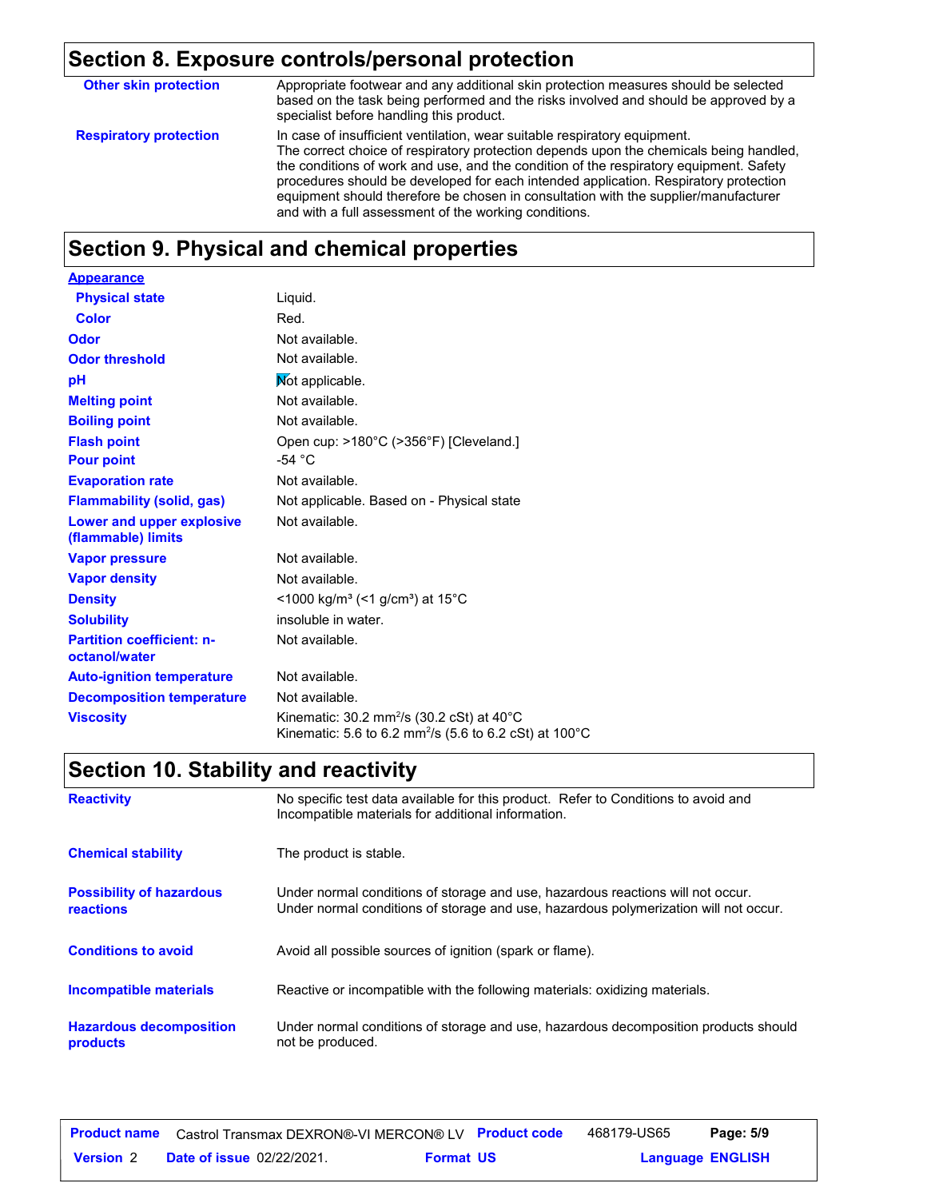## Section 8. Exposure controls/personal protection

| | |
|---|---|
| **Other skin protection** | Appropriate footwear and any additional skin protection measures should be selected based on the task being performed and the risks involved and should be approved by a specialist before handling this product. |
| **Respiratory protection** | In case of insufficient ventilation, wear suitable respiratory equipment. The correct choice of respiratory protection depends upon the chemicals being handled, the conditions of work and use, and the condition of the respiratory equipment. Safety procedures should be developed for each intended application. Respiratory protection equipment should therefore be chosen in consultation with the supplier/manufacturer and with a full assessment of the working conditions. |

## Section 9. Physical and chemical properties

| | |
|---|---|
| **Appearance** | |
| **Physical state** | Liquid. |
| **Color** | Red. |
| **Odor** | Not available. |
| **Odor threshold** | Not available. |
| **pH** | Not applicable. |
| **Melting point** | Not available. |
| **Boiling point** | Not available. |
| **Flash point** | Open cup: >180°C (>356°F) [Cleveland.] |
| **Pour point** | -54 °C |
| **Evaporation rate** | Not available. |
| **Flammability (solid, gas)** | Not applicable. Based on - Physical state |
| **Lower and upper explosive (flammable) limits** | Not available. |
| **Vapor pressure** | Not available. |
| **Vapor density** | Not available. |
| **Density** | <1000 kg/m³ (<1 g/cm³) at 15°C |
| **Solubility** | insoluble in water. |
| **Partition coefficient: n-octanol/water** | Not available. |
| **Auto-ignition temperature** | Not available. |
| **Decomposition temperature** | Not available. |
| **Viscosity** | Kinematic: 30.2 mm²/s (30.2 cSt) at 40°C<br>Kinematic: 5.6 to 6.2 mm²/s (5.6 to 6.2 cSt) at 100°C |

## Section 10. Stability and reactivity

| | |
|---|---|
| **Reactivity** | No specific test data available for this product. Refer to Conditions to avoid and Incompatible materials for additional information. |
| **Chemical stability** | The product is stable. |
| **Possibility of hazardous reactions** | Under normal conditions of storage and use, hazardous reactions will not occur. Under normal conditions of storage and use, hazardous polymerization will not occur. |
| **Conditions to avoid** | Avoid all possible sources of ignition (spark or flame). |
| **Incompatible materials** | Reactive or incompatible with the following materials: oxidizing materials. |
| **Hazardous decomposition products** | Under normal conditions of storage and use, hazardous decomposition products should not be produced. |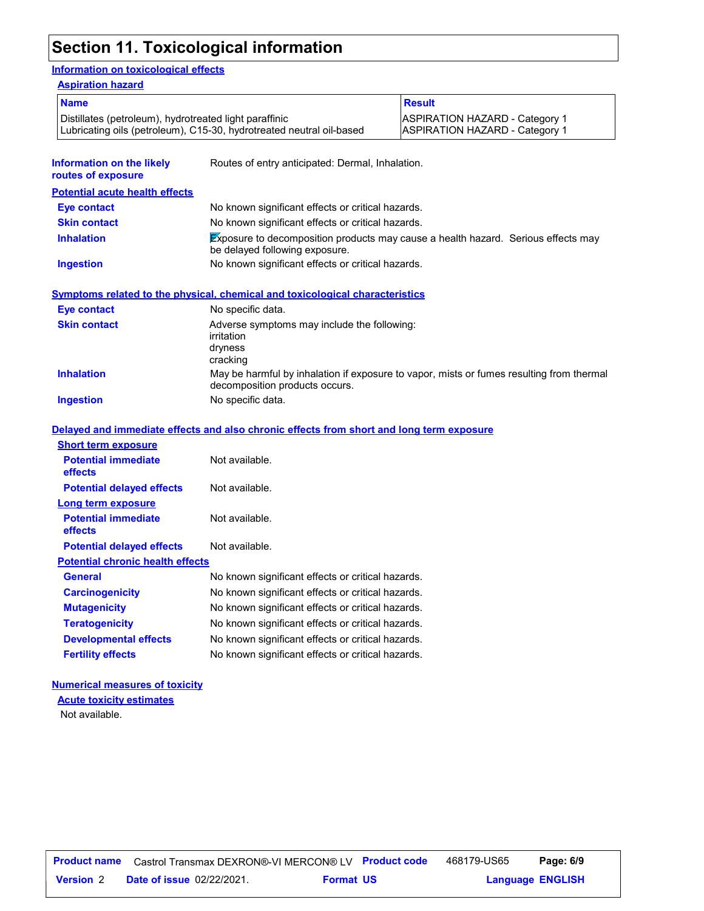# Section 11. Toxicological information

## Information on toxicological effects

### Aspiration hazard

| Name | Result |
|---|---|
| Distillates (petroleum), hydrotreated light paraffinic | ASPIRATION HAZARD - Category 1 |
| Lubricating oils (petroleum), C15-30, hydrotreated neutral oil-based | ASPIRATION HAZARD - Category 1 |

**Information on the likely routes of exposure**: Routes of entry anticipated: Dermal, Inhalation.

### Potential acute health effects

**Eye contact**: No known significant effects or critical hazards.

**Skin contact**: No known significant effects or critical hazards.

**Inhalation**: Exposure to decomposition products may cause a health hazard. Serious effects may be delayed following exposure.

**Ingestion**: No known significant effects or critical hazards.

### Symptoms related to the physical, chemical and toxicological characteristics

**Eye contact**: No specific data.

**Skin contact**: Adverse symptoms may include the following:
irritation
dryness
cracking

**Inhalation**: May be harmful by inhalation if exposure to vapor, mists or fumes resulting from thermal decomposition products occurs.

**Ingestion**: No specific data.

### Delayed and immediate effects and also chronic effects from short and long term exposure

#### Short term exposure

**Potential immediate effects**: Not available.

**Potential delayed effects**: Not available.

#### Long term exposure

**Potential immediate effects**: Not available.

**Potential delayed effects**: Not available.

#### Potential chronic health effects

**General**: No known significant effects or critical hazards.

**Carcinogenicity**: No known significant effects or critical hazards.

**Mutagenicity**: No known significant effects or critical hazards.

**Teratogenicity**: No known significant effects or critical hazards.

**Developmental effects**: No known significant effects or critical hazards.

**Fertility effects**: No known significant effects or critical hazards.

### Numerical measures of toxicity

#### Acute toxicity estimates

Not available.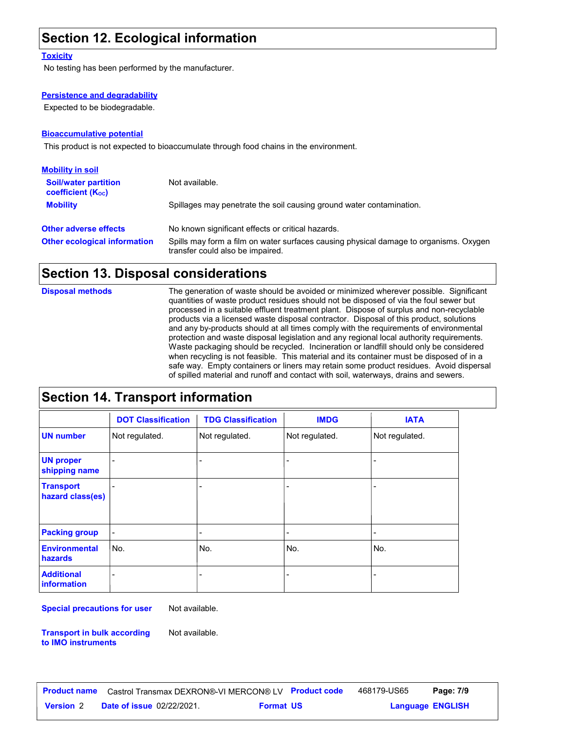## Section 12. Ecological information

**Toxicity**

No testing has been performed by the manufacturer.

**Persistence and degradability**

Expected to be biodegradable.

**Bioaccumulative potential**

This product is not expected to bioaccumulate through food chains in the environment.

**Mobility in soil**

**Soil/water partition coefficient ($K_{OC}$)**: Not available.

**Mobility**: Spillages may penetrate the soil causing ground water contamination.

**Other adverse effects**: No known significant effects or critical hazards.

**Other ecological information**: Spills may form a film on water surfaces causing physical damage to organisms. Oxygen transfer could also be impaired.

## Section 13. Disposal considerations

**Disposal methods**: The generation of waste should be avoided or minimized wherever possible. Significant quantities of waste product residues should not be disposed of via the foul sewer but processed in a suitable effluent treatment plant. Dispose of surplus and non-recyclable products via a licensed waste disposal contractor. Disposal of this product, solutions and any by-products should at all times comply with the requirements of environmental protection and waste disposal legislation and any regional local authority requirements. Waste packaging should be recycled. Incineration or landfill should only be considered when recycling is not feasible. This material and its container must be disposed of in a safe way. Empty containers or liners may retain some product residues. Avoid dispersal of spilled material and runoff and contact with soil, waterways, drains and sewers.

## Section 14. Transport information

| | DOT Classification | TDG Classification | IMDG | IATA |
|---|---|---|---|---|
| **UN number** | Not regulated. | Not regulated. | Not regulated. | Not regulated. |
| **UN proper shipping name** | - | - | - | - |
| **Transport hazard class(es)** | - | - | - | - |
| **Packing group** | - | - | - | - |
| **Environmental hazards** | No. | No. | No. | No. |
| **Additional information** | - | - | - | - |

**Special precautions for user**: Not available.

**Transport in bulk according to IMO instruments**: Not available.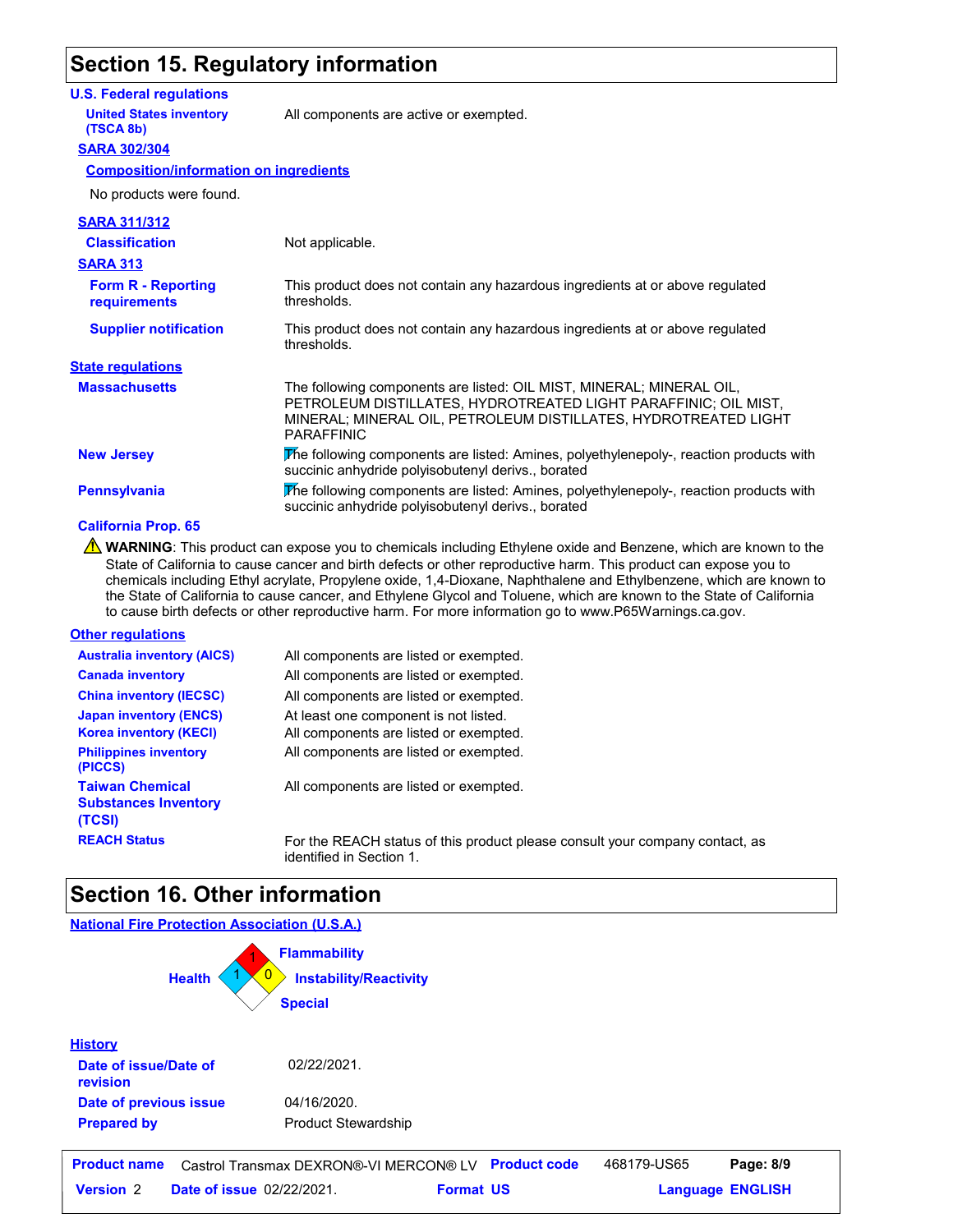# Section 15. Regulatory information

## U.S. Federal regulations

**United States inventory (TSCA 8b)**: All components are active or exempted.

### SARA 302/304

**Composition/information on ingredients**

No products were found.

### SARA 311/312

**Classification**: Not applicable.

### SARA 313

**Form R - Reporting requirements**: This product does not contain any hazardous ingredients at or above regulated thresholds.

**Supplier notification**: This product does not contain any hazardous ingredients at or above regulated thresholds.

## State regulations

**Massachusetts**: The following components are listed: OIL MIST, MINERAL; MINERAL OIL, PETROLEUM DISTILLATES, HYDROTREATED LIGHT PARAFFINIC; OIL MIST, MINERAL; MINERAL OIL, PETROLEUM DISTILLATES, HYDROTREATED LIGHT PARAFFINIC

**New Jersey**: The following components are listed: Amines, polyethylenepoly-, reaction products with succinic anhydride polyisobutenyl derivs., borated

**Pennsylvania**: The following components are listed: Amines, polyethylenepoly-, reaction products with succinic anhydride polyisobutenyl derivs., borated

**California Prop. 65**

⚠ **WARNING**: This product can expose you to chemicals including Ethylene oxide and Benzene, which are known to the State of California to cause cancer and birth defects or other reproductive harm. This product can expose you to chemicals including Ethyl acrylate, Propylene oxide, 1,4-Dioxane, Naphthalene and Ethylbenzene, which are known to the State of California to cause cancer, and Ethylene Glycol and Toluene, which are known to the State of California to cause birth defects or other reproductive harm. For more information go to www.P65Warnings.ca.gov.

## Other regulations

| | |
|---|---|
| **Australia inventory (AICS)** | All components are listed or exempted. |
| **Canada inventory** | All components are listed or exempted. |
| **China inventory (IECSC)** | All components are listed or exempted. |
| **Japan inventory (ENCS)** | At least one component is not listed. |
| **Korea inventory (KECI)** | All components are listed or exempted. |
| **Philippines inventory (PICCS)** | All components are listed or exempted. |
| **Taiwan Chemical Substances Inventory (TCSI)** | All components are listed or exempted. |
| **REACH Status** | For the REACH status of this product please consult your company contact, as identified in Section 1. |

# Section 16. Other information

## National Fire Protection Association (U.S.A.)

- Health: 1
- Flammability: 1
- Instability/Reactivity: 0
- Special:

## History

**Date of issue/Date of revision**: 02/22/2021.

**Date of previous issue**: 04/16/2020.

**Prepared by**: Product Stewardship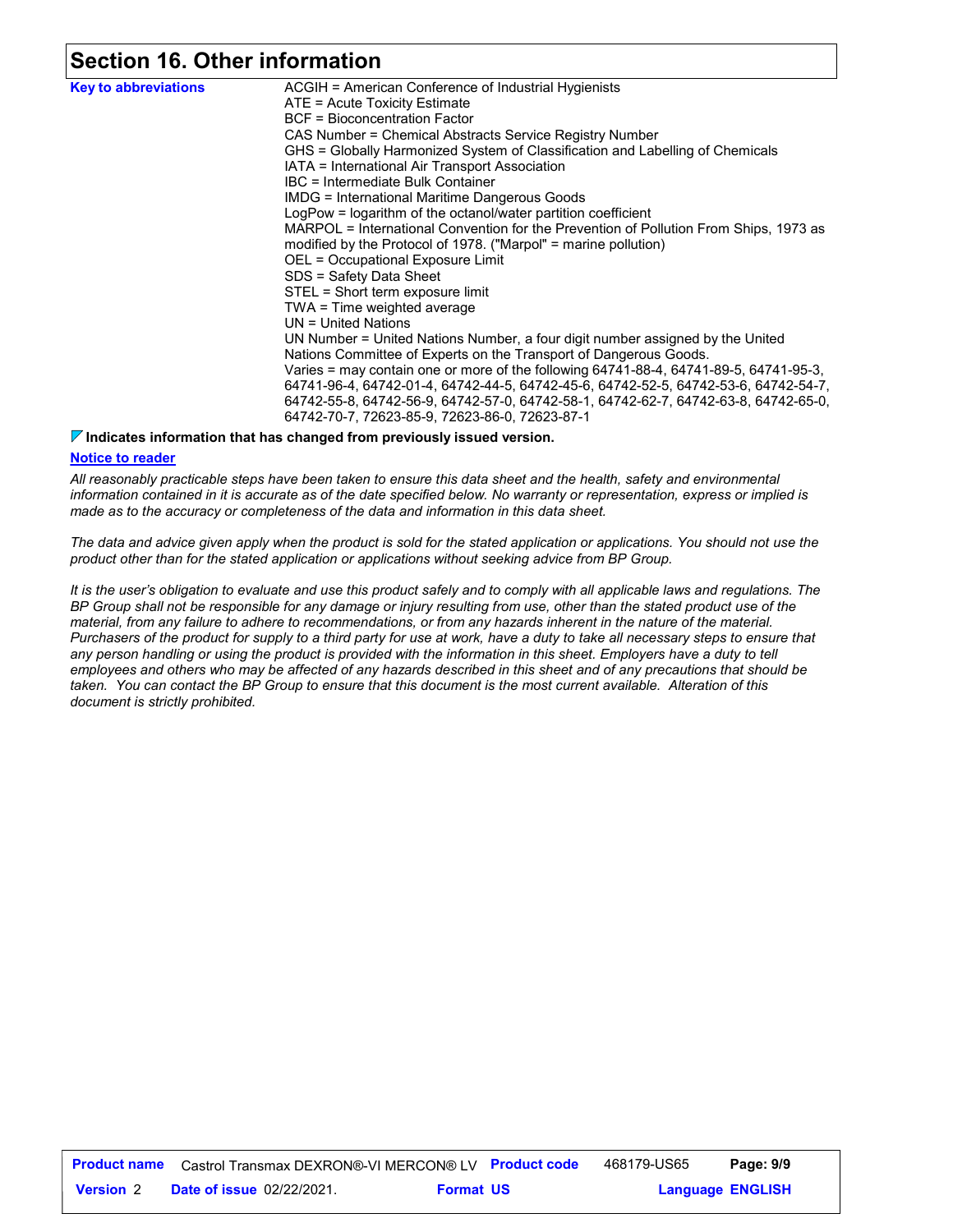## Section 16. Other information

**Key to abbreviations**

ACGIH = American Conference of Industrial Hygienists
ATE = Acute Toxicity Estimate
BCF = Bioconcentration Factor
CAS Number = Chemical Abstracts Service Registry Number
GHS = Globally Harmonized System of Classification and Labelling of Chemicals
IATA = International Air Transport Association
IBC = Intermediate Bulk Container
IMDG = International Maritime Dangerous Goods
LogPow = logarithm of the octanol/water partition coefficient
MARPOL = International Convention for the Prevention of Pollution From Ships, 1973 as modified by the Protocol of 1978. ("Marpol" = marine pollution)
OEL = Occupational Exposure Limit
SDS = Safety Data Sheet
STEL = Short term exposure limit
TWA = Time weighted average
UN = United Nations
UN Number = United Nations Number, a four digit number assigned by the United Nations Committee of Experts on the Transport of Dangerous Goods.
Varies = may contain one or more of the following 64741-88-4, 64741-89-5, 64741-95-3, 64741-96-4, 64742-01-4, 64742-44-5, 64742-45-6, 64742-52-5, 64742-53-6, 64742-54-7, 64742-55-8, 64742-56-9, 64742-57-0, 64742-58-1, 64742-62-7, 64742-63-8, 64742-65-0, 64742-70-7, 72623-85-9, 72623-86-0, 72623-87-1

**Indicates information that has changed from previously issued version.**

**Notice to reader**

*All reasonably practicable steps have been taken to ensure this data sheet and the health, safety and environmental information contained in it is accurate as of the date specified below. No warranty or representation, express or implied is made as to the accuracy or completeness of the data and information in this data sheet.*

*The data and advice given apply when the product is sold for the stated application or applications. You should not use the product other than for the stated application or applications without seeking advice from BP Group.*

*It is the user's obligation to evaluate and use this product safely and to comply with all applicable laws and regulations. The BP Group shall not be responsible for any damage or injury resulting from use, other than the stated product use of the material, from any failure to adhere to recommendations, or from any hazards inherent in the nature of the material. Purchasers of the product for supply to a third party for use at work, have a duty to take all necessary steps to ensure that any person handling or using the product is provided with the information in this sheet. Employers have a duty to tell employees and others who may be affected of any hazards described in this sheet and of any precautions that should be taken. You can contact the BP Group to ensure that this document is the most current available. Alteration of this document is strictly prohibited.*